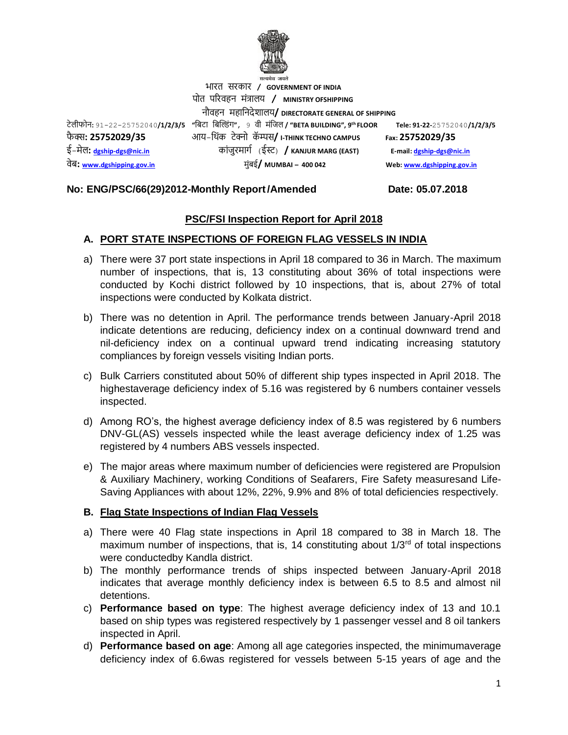सत्यमेव जयते

भारत सरकार / **GOVERNMENT OF INDIA**

पोत परिवहन मंत्रालय / **MINISTRY OFSHIPPING**

नौवहन महानिदेशालय/ **DIRECTORATE GENERAL OF SHIPPING**

टेलीफोन: 91-22-25752040/1/2/3/5 "बिटा बिल्डिंग", 9 वी मंजिल / **"BETA BUILDING", 9th FLOOR** Tele: 91-22-25752040/1/2/3/5

फैक्स: 25752029/35 आय-थिंक टेक्नो कॅम्पस/ **I-THINK TECHNO CAMPUS** Fax: 25752029/35

ई-मेल: dgship-dgs@nic.in कांजुरमार्ग (ईस्ट) / **KANJUR MARG (EAST)** E-mail: dgship-dgs@nic.in

वेब: www.dgshipping.gov.in मुंबई/ **MUMBAI – 400 042** Web: www.dgshipping.gov.in

**No: ENG/PSC/66(29)2012-Monthly Report/Amended** **Date: 05.07.2018**

## PSC/FSI Inspection Report for April 2018

### A. PORT STATE INSPECTIONS OF FOREIGN FLAG VESSELS IN INDIA

a) There were 37 port state inspections in April 18 compared to 36 in March. The maximum number of inspections, that is, 13 constituting about 36% of total inspections were conducted by Kochi district followed by 10 inspections, that is, about 27% of total inspections were conducted by Kolkata district.

b) There was no detention in April. The performance trends between January-April 2018 indicate detentions are reducing, deficiency index on a continual downward trend and nil-deficiency index on a continual upward trend indicating increasing statutory compliances by foreign vessels visiting Indian ports.

c) Bulk Carriers constituted about 50% of different ship types inspected in April 2018. The highestaverage deficiency index of 5.16 was registered by 6 numbers container vessels inspected.

d) Among RO's, the highest average deficiency index of 8.5 was registered by 6 numbers DNV-GL(AS) vessels inspected while the least average deficiency index of 1.25 was registered by 4 numbers ABS vessels inspected.

e) The major areas where maximum number of deficiencies were registered are Propulsion & Auxiliary Machinery, working Conditions of Seafarers, Fire Safety measuresand Life-Saving Appliances with about 12%, 22%, 9.9% and 8% of total deficiencies respectively.

### B. Flag State Inspections of Indian Flag Vessels

a) There were 40 Flag state inspections in April 18 compared to 38 in March 18. The maximum number of inspections, that is, 14 constituting about 1/3rd of total inspections were conductedby Kandla district.

b) The monthly performance trends of ships inspected between January-April 2018 indicates that average monthly deficiency index is between 6.5 to 8.5 and almost nil detentions.

c) **Performance based on type**: The highest average deficiency index of 13 and 10.1 based on ship types was registered respectively by 1 passenger vessel and 8 oil tankers inspected in April.

d) **Performance based on age**: Among all age categories inspected, the minimumaverage deficiency index of 6.6was registered for vessels between 5-15 years of age and the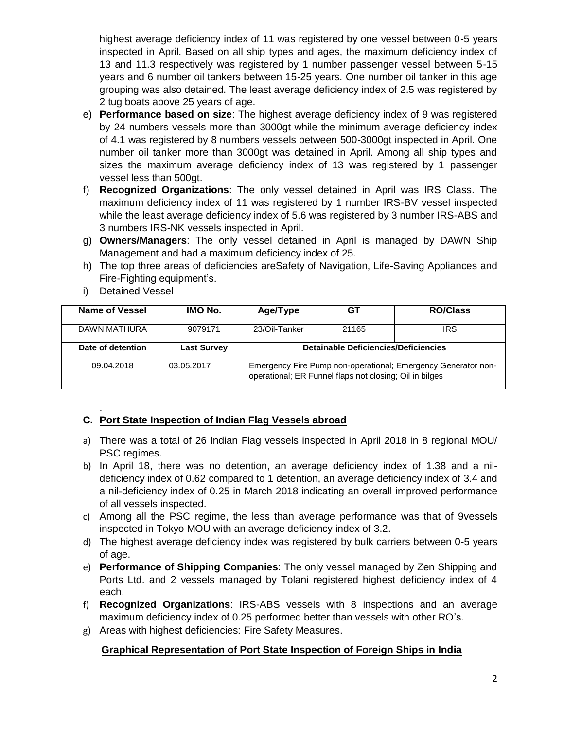highest average deficiency index of 11 was registered by one vessel between 0-5 years inspected in April. Based on all ship types and ages, the maximum deficiency index of 13 and 11.3 respectively was registered by 1 number passenger vessel between 5-15 years and 6 number oil tankers between 15-25 years. One number oil tanker in this age grouping was also detained. The least average deficiency index of 2.5 was registered by 2 tug boats above 25 years of age.

e) **Performance based on size**: The highest average deficiency index of 9 was registered by 24 numbers vessels more than 3000gt while the minimum average deficiency index of 4.1 was registered by 8 numbers vessels between 500-3000gt inspected in April. One number oil tanker more than 3000gt was detained in April. Among all ship types and sizes the maximum average deficiency index of 13 was registered by 1 passenger vessel less than 500gt.

f) **Recognized Organizations**: The only vessel detained in April was IRS Class. The maximum deficiency index of 11 was registered by 1 number IRS-BV vessel inspected while the least average deficiency index of 5.6 was registered by 3 number IRS-ABS and 3 numbers IRS-NK vessels inspected in April.

g) **Owners/Managers**: The only vessel detained in April is managed by DAWN Ship Management and had a maximum deficiency index of 25.

h) The top three areas of deficiencies areSafety of Navigation, Life-Saving Appliances and Fire-Fighting equipment's.

i) Detained Vessel

| Name of Vessel | IMO No. | Age/Type | GT | RO/Class |
|---|---|---|---|---|
| DAWN MATHURA | 9079171 | 23/Oil-Tanker | 21165 | IRS |
| **Date of detention** | **Last Survey** | **Detainable Deficiencies/Deficiencies** | | |
| 09.04.2018 | 03.05.2017 | Emergency Fire Pump non-operational; Emergency Generator non-operational; ER Funnel flaps not closing; Oil in bilges | | |

.

## C. Port State Inspection of Indian Flag Vessels abroad

a) There was a total of 26 Indian Flag vessels inspected in April 2018 in 8 regional MOU/ PSC regimes.

b) In April 18, there was no detention, an average deficiency index of 1.38 and a nil-deficiency index of 0.62 compared to 1 detention, an average deficiency index of 3.4 and a nil-deficiency index of 0.25 in March 2018 indicating an overall improved performance of all vessels inspected.

c) Among all the PSC regime, the less than average performance was that of 9vessels inspected in Tokyo MOU with an average deficiency index of 3.2.

d) The highest average deficiency index was registered by bulk carriers between 0-5 years of age.

e) **Performance of Shipping Companies**: The only vessel managed by Zen Shipping and Ports Ltd. and 2 vessels managed by Tolani registered highest deficiency index of 4 each.

f) **Recognized Organizations**: IRS-ABS vessels with 8 inspections and an average maximum deficiency index of 0.25 performed better than vessels with other RO's.

g) Areas with highest deficiencies: Fire Safety Measures.

### Graphical Representation of Port State Inspection of Foreign Ships in India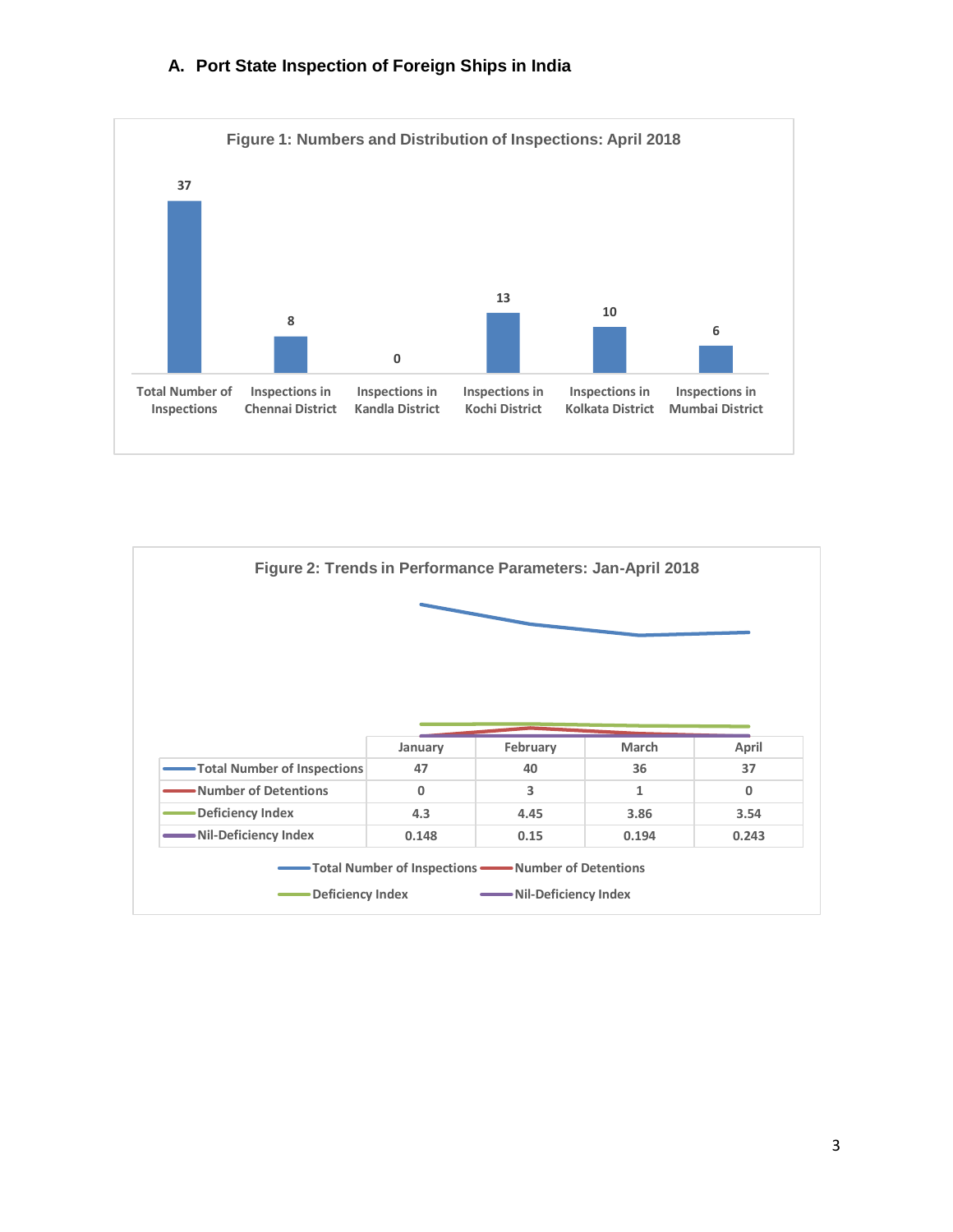## A. Port State Inspection of Foreign Ships in India

**Figure 1: Numbers and Distribution of Inspections: April 2018**

| Total Number of Inspections | Inspections in Chennai District | Inspections in Kandla District | Inspections in Kochi District | Inspections in Kolkata District | Inspections in Mumbai District |
|---|---|---|---|---|---|
| 37 | 8 | 0 | 13 | 10 | 6 |

**Figure 2: Trends in Performance Parameters: Jan-April 2018**

| | January | February | March | April |
|---|---|---|---|---|
| Total Number of Inspections | 47 | 40 | 36 | 37 |
| Number of Detentions | 0 | 3 | 1 | 0 |
| Deficiency Index | 4.3 | 4.45 | 3.86 | 3.54 |
| Nil-Deficiency Index | 0.148 | 0.15 | 0.194 | 0.243 |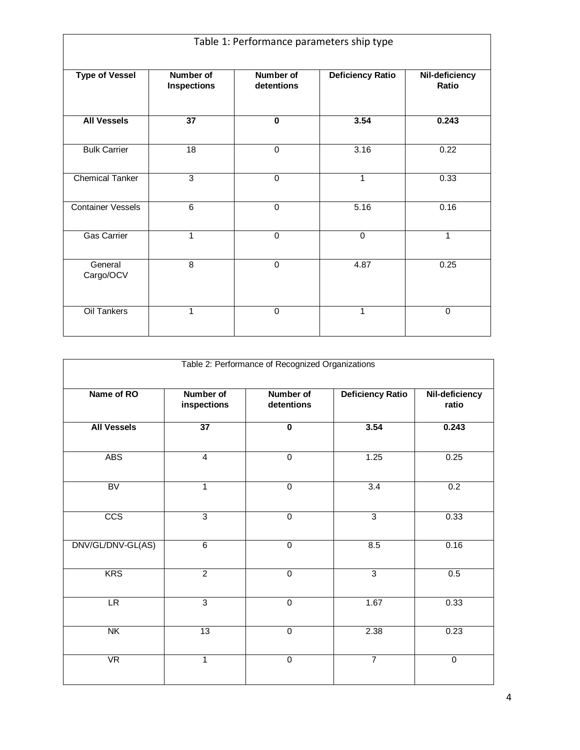| Table 1: Performance parameters ship type | | | | |
|---|---|---|---|---|
| **Type of Vessel** | **Number of Inspections** | **Number of detentions** | **Deficiency Ratio** | **Nil-deficiency Ratio** |
| **All Vessels** | **37** | **0** | **3.54** | **0.243** |
| Bulk Carrier | 18 | 0 | 3.16 | 0.22 |
| Chemical Tanker | 3 | 0 | 1 | 0.33 |
| Container Vessels | 6 | 0 | 5.16 | 0.16 |
| Gas Carrier | 1 | 0 | 0 | 1 |
| General Cargo/OCV | 8 | 0 | 4.87 | 0.25 |
| Oil Tankers | 1 | 0 | 1 | 0 |

| Table 2: Performance of Recognized Organizations | | | | |
|---|---|---|---|---|
| **Name of RO** | **Number of inspections** | **Number of detentions** | **Deficiency Ratio** | **Nil-deficiency ratio** |
| **All Vessels** | **37** | **0** | **3.54** | **0.243** |
| ABS | 4 | 0 | 1.25 | 0.25 |
| BV | 1 | 0 | 3.4 | 0.2 |
| CCS | 3 | 0 | 3 | 0.33 |
| DNV/GL/DNV-GL(AS) | 6 | 0 | 8.5 | 0.16 |
| KRS | 2 | 0 | 3 | 0.5 |
| LR | 3 | 0 | 1.67 | 0.33 |
| NK | 13 | 0 | 2.38 | 0.23 |
| VR | 1 | 0 | 7 | 0 |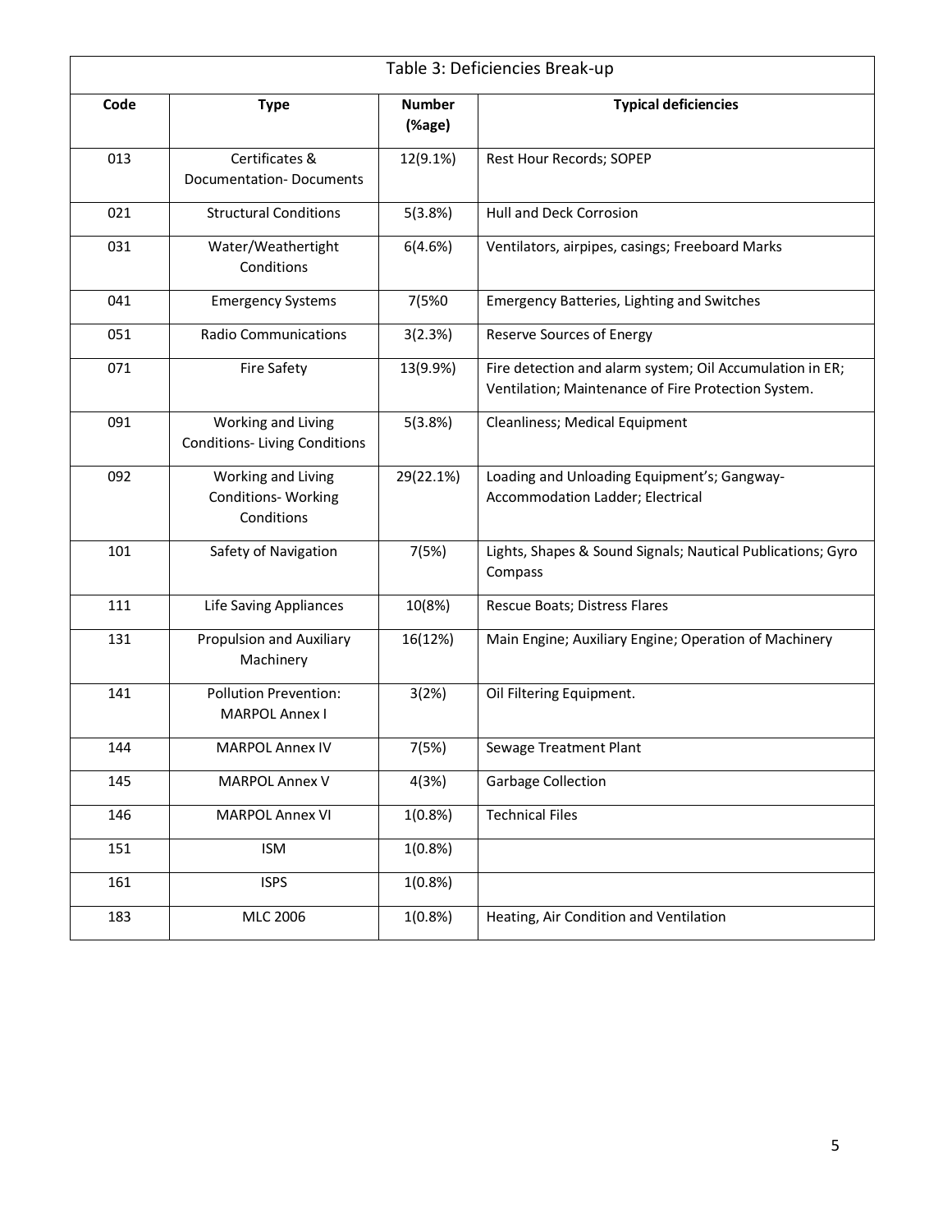| Table 3: Deficiencies Break-up | | | |
|---|---|---|---|
| **Code** | **Type** | **Number (%age)** | **Typical deficiencies** |
| 013 | Certificates & Documentation- Documents | 12(9.1%) | Rest Hour Records; SOPEP |
| 021 | Structural Conditions | 5(3.8%) | Hull and Deck Corrosion |
| 031 | Water/Weathertight Conditions | 6(4.6%) | Ventilators, airpipes, casings; Freeboard Marks |
| 041 | Emergency Systems | 7(5%0 | Emergency Batteries, Lighting and Switches |
| 051 | Radio Communications | 3(2.3%) | Reserve Sources of Energy |
| 071 | Fire Safety | 13(9.9%) | Fire detection and alarm system; Oil Accumulation in ER; Ventilation; Maintenance of Fire Protection System. |
| 091 | Working and Living Conditions- Living Conditions | 5(3.8%) | Cleanliness; Medical Equipment |
| 092 | Working and Living Conditions- Working Conditions | 29(22.1%) | Loading and Unloading Equipment's; Gangway- Accommodation Ladder; Electrical |
| 101 | Safety of Navigation | 7(5%) | Lights, Shapes & Sound Signals; Nautical Publications; Gyro Compass |
| 111 | Life Saving Appliances | 10(8%) | Rescue Boats; Distress Flares |
| 131 | Propulsion and Auxiliary Machinery | 16(12%) | Main Engine; Auxiliary Engine; Operation of Machinery |
| 141 | Pollution Prevention: MARPOL Annex I | 3(2%) | Oil Filtering Equipment. |
| 144 | MARPOL Annex IV | 7(5%) | Sewage Treatment Plant |
| 145 | MARPOL Annex V | 4(3%) | Garbage Collection |
| 146 | MARPOL Annex VI | 1(0.8%) | Technical Files |
| 151 | ISM | 1(0.8%) | |
| 161 | ISPS | 1(0.8%) | |
| 183 | MLC 2006 | 1(0.8%) | Heating, Air Condition and Ventilation |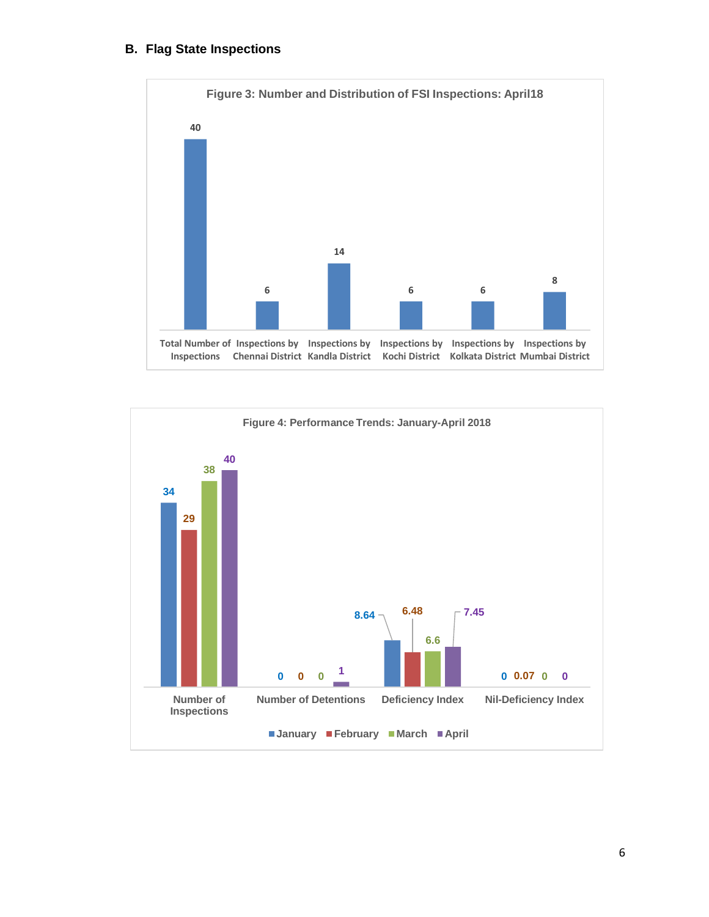## B. Flag State Inspections

**Figure 3: Number and Distribution of FSI Inspections: April18**

| Category | Value |
|---|---|
| Total Number of Inspections | 40 |
| Inspections by Chennai District | 6 |
| Inspections by Kandla District | 14 |
| Inspections by Kochi District | 6 |
| Inspections by Kolkata District | 6 |
| Inspections by Mumbai District | 8 |

**Figure 4: Performance Trends: January-April 2018**

| | January | February | March | April |
|---|---|---|---|---|
| Number of Inspections | 34 | 29 | 38 | 40 |
| Number of Detentions | 0 | 0 | 0 | 1 |
| Deficiency Index | 8.64 | 6.48 | 6.6 | 7.45 |
| Nil-Deficiency Index | 0 | 0.07 | 0 | 0 |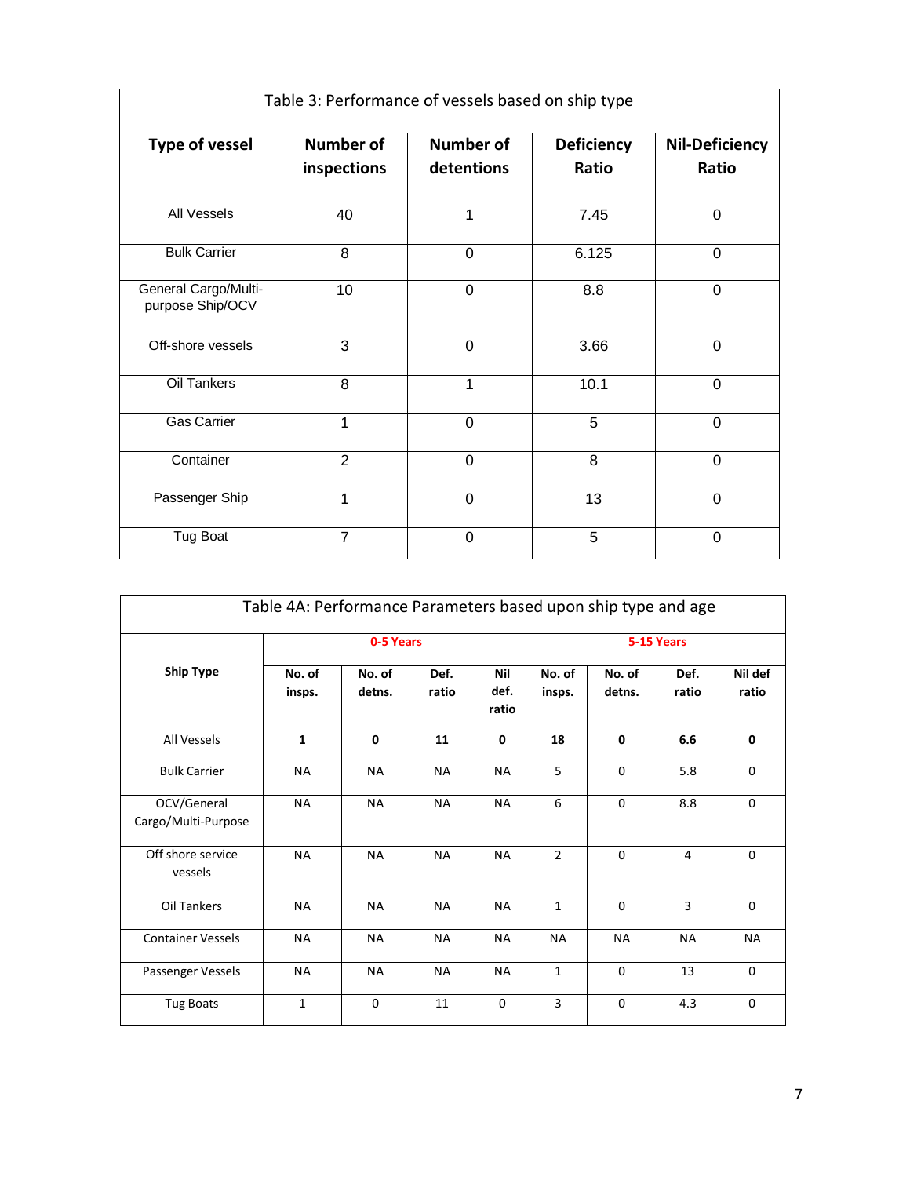| Table 3: Performance of vessels based on ship type | | | | |
|---|---|---|---|---|
| **Type of vessel** | **Number of inspections** | **Number of detentions** | **Deficiency Ratio** | **Nil-Deficiency Ratio** |
| All Vessels | 40 | 1 | 7.45 | 0 |
| Bulk Carrier | 8 | 0 | 6.125 | 0 |
| General Cargo/Multi-purpose Ship/OCV | 10 | 0 | 8.8 | 0 |
| Off-shore vessels | 3 | 0 | 3.66 | 0 |
| Oil Tankers | 8 | 1 | 10.1 | 0 |
| Gas Carrier | 1 | 0 | 5 | 0 |
| Container | 2 | 0 | 8 | 0 |
| Passenger Ship | 1 | 0 | 13 | 0 |
| Tug Boat | 7 | 0 | 5 | 0 |

| Table 4A: Performance Parameters based upon ship type and age | | | | | | | | |
|---|---|---|---|---|---|---|---|---|
| **Ship Type** | **0-5 Years** | | | | **5-15 Years** | | | |
| | **No. of insps.** | **No. of detns.** | **Def. ratio** | **Nil def. ratio** | **No. of insps.** | **No. of detns.** | **Def. ratio** | **Nil def ratio** |
| All Vessels | **1** | **0** | **11** | **0** | **18** | **0** | **6.6** | **0** |
| Bulk Carrier | NA | NA | NA | NA | 5 | 0 | 5.8 | 0 |
| OCV/General Cargo/Multi-Purpose | NA | NA | NA | NA | 6 | 0 | 8.8 | 0 |
| Off shore service vessels | NA | NA | NA | NA | 2 | 0 | 4 | 0 |
| Oil Tankers | NA | NA | NA | NA | 1 | 0 | 3 | 0 |
| Container Vessels | NA | NA | NA | NA | NA | NA | NA | NA |
| Passenger Vessels | NA | NA | NA | NA | 1 | 0 | 13 | 0 |
| Tug Boats | 1 | 0 | 11 | 0 | 3 | 0 | 4.3 | 0 |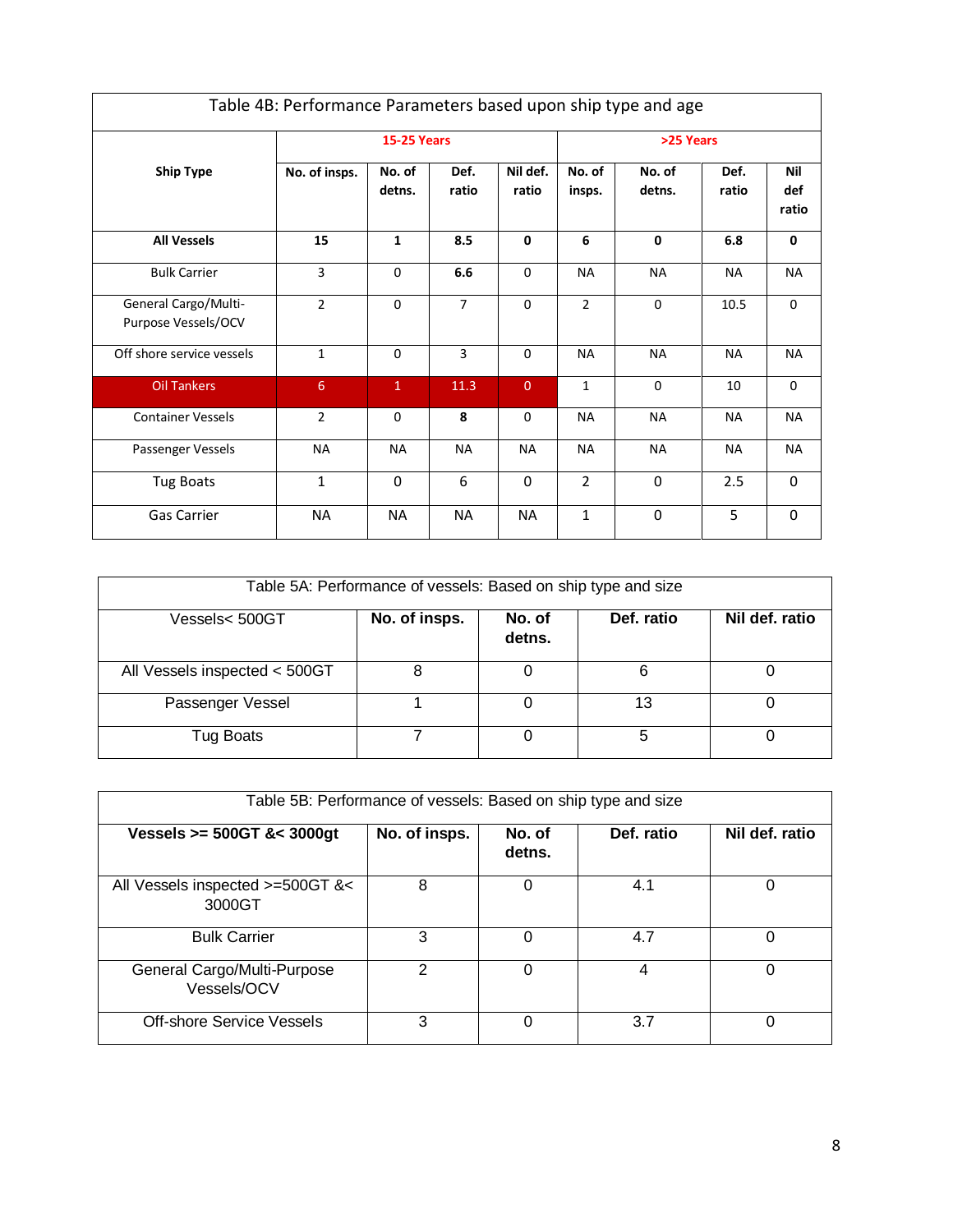| Table 4B: Performance Parameters based upon ship type and age | | | | | | | | |
|---|---|---|---|---|---|---|---|---|
| **Ship Type** | **15-25 Years** | | | | **>25 Years** | | | |
| | **No. of insps.** | **No. of detns.** | **Def. ratio** | **Nil def. ratio** | **No. of insps.** | **No. of detns.** | **Def. ratio** | **Nil def ratio** |
| **All Vessels** | **15** | **1** | **8.5** | **0** | **6** | **0** | **6.8** | **0** |
| Bulk Carrier | 3 | 0 | **6.6** | 0 | NA | NA | NA | NA |
| General Cargo/Multi-Purpose Vessels/OCV | 2 | 0 | 7 | 0 | 2 | 0 | 10.5 | 0 |
| Off shore service vessels | 1 | 0 | 3 | 0 | NA | NA | NA | NA |
| Oil Tankers | 6 | 1 | 11.3 | 0 | 1 | 0 | 10 | 0 |
| Container Vessels | 2 | 0 | **8** | 0 | NA | NA | NA | NA |
| Passenger Vessels | NA | NA | NA | NA | NA | NA | NA | NA |
| Tug Boats | 1 | 0 | 6 | 0 | 2 | 0 | 2.5 | 0 |
| Gas Carrier | NA | NA | NA | NA | 1 | 0 | 5 | 0 |

| Table 5A: Performance of vessels: Based on ship type and size | | | | |
|---|---|---|---|---|
| Vessels< 500GT | **No. of insps.** | **No. of detns.** | **Def. ratio** | **Nil def. ratio** |
| All Vessels inspected < 500GT | 8 | 0 | 6 | 0 |
| Passenger Vessel | 1 | 0 | 13 | 0 |
| Tug Boats | 7 | 0 | 5 | 0 |

| Table 5B: Performance of vessels: Based on ship type and size | | | | |
|---|---|---|---|---|
| **Vessels >= 500GT &< 3000gt** | **No. of insps.** | **No. of detns.** | **Def. ratio** | **Nil def. ratio** |
| All Vessels inspected >=500GT &< 3000GT | 8 | 0 | 4.1 | 0 |
| Bulk Carrier | 3 | 0 | 4.7 | 0 |
| General Cargo/Multi-Purpose Vessels/OCV | 2 | 0 | 4 | 0 |
| Off-shore Service Vessels | 3 | 0 | 3.7 | 0 |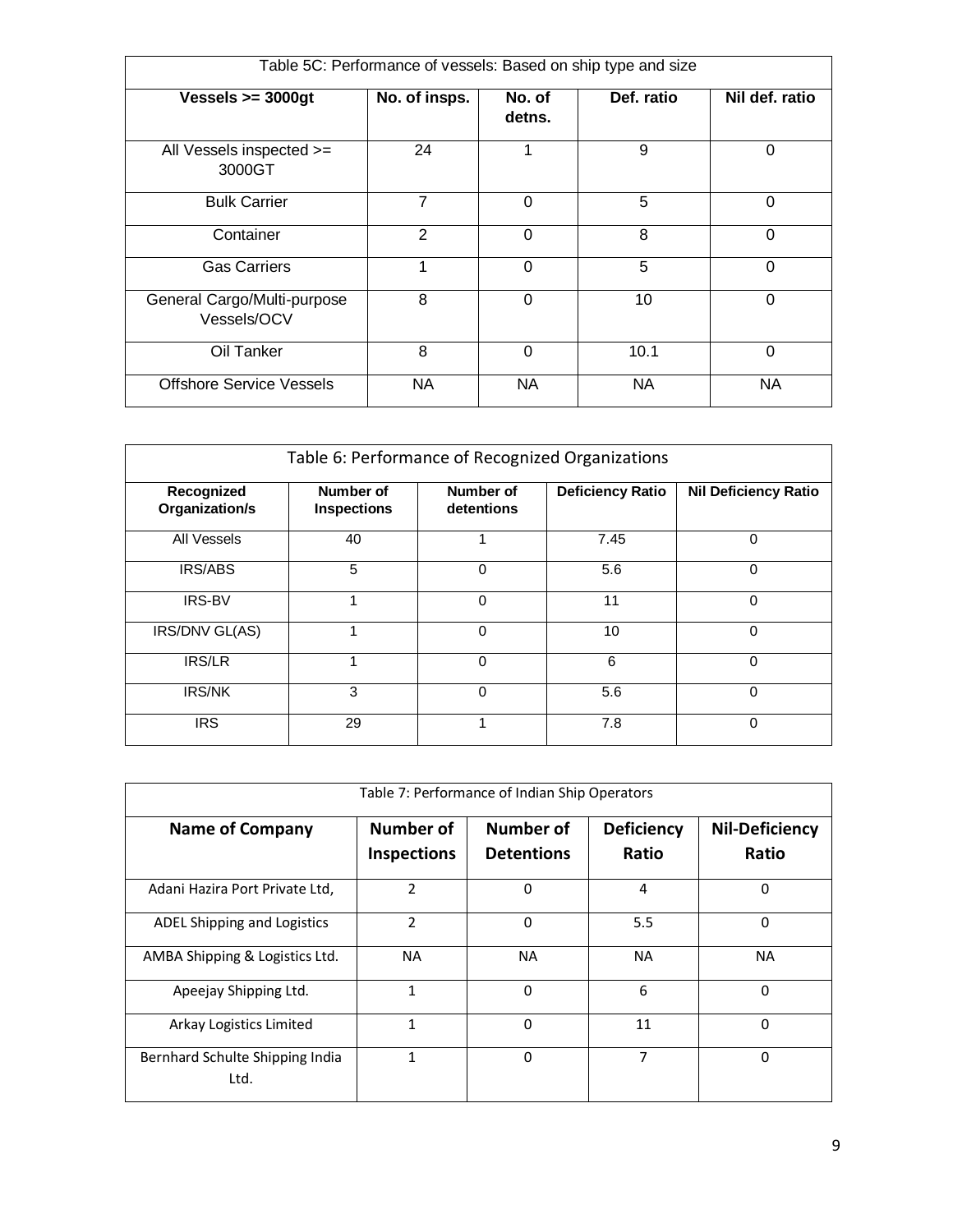| Table 5C: Performance of vessels: Based on ship type and size | | | | |
|---|---|---|---|---|
| **Vessels >= 3000gt** | **No. of insps.** | **No. of detns.** | **Def. ratio** | **Nil def. ratio** |
| All Vessels inspected >= 3000GT | 24 | 1 | 9 | 0 |
| Bulk Carrier | 7 | 0 | 5 | 0 |
| Container | 2 | 0 | 8 | 0 |
| Gas Carriers | 1 | 0 | 5 | 0 |
| General Cargo/Multi-purpose Vessels/OCV | 8 | 0 | 10 | 0 |
| Oil Tanker | 8 | 0 | 10.1 | 0 |
| Offshore Service Vessels | NA | NA | NA | NA |

| Table 6: Performance of Recognized Organizations | | | | |
|---|---|---|---|---|
| **Recognized Organization/s** | **Number of Inspections** | **Number of detentions** | **Deficiency Ratio** | **Nil Deficiency Ratio** |
| All Vessels | 40 | 1 | 7.45 | 0 |
| IRS/ABS | 5 | 0 | 5.6 | 0 |
| IRS-BV | 1 | 0 | 11 | 0 |
| IRS/DNV GL(AS) | 1 | 0 | 10 | 0 |
| IRS/LR | 1 | 0 | 6 | 0 |
| IRS/NK | 3 | 0 | 5.6 | 0 |
| IRS | 29 | 1 | 7.8 | 0 |

| Table 7: Performance of Indian Ship Operators | | | | |
|---|---|---|---|---|
| **Name of Company** | **Number of Inspections** | **Number of Detentions** | **Deficiency Ratio** | **Nil-Deficiency Ratio** |
| Adani Hazira Port Private Ltd, | 2 | 0 | 4 | 0 |
| ADEL Shipping and Logistics | 2 | 0 | 5.5 | 0 |
| AMBA Shipping & Logistics Ltd. | NA | NA | NA | NA |
| Apeejay Shipping Ltd. | 1 | 0 | 6 | 0 |
| Arkay Logistics Limited | 1 | 0 | 11 | 0 |
| Bernhard Schulte Shipping India Ltd. | 1 | 0 | 7 | 0 |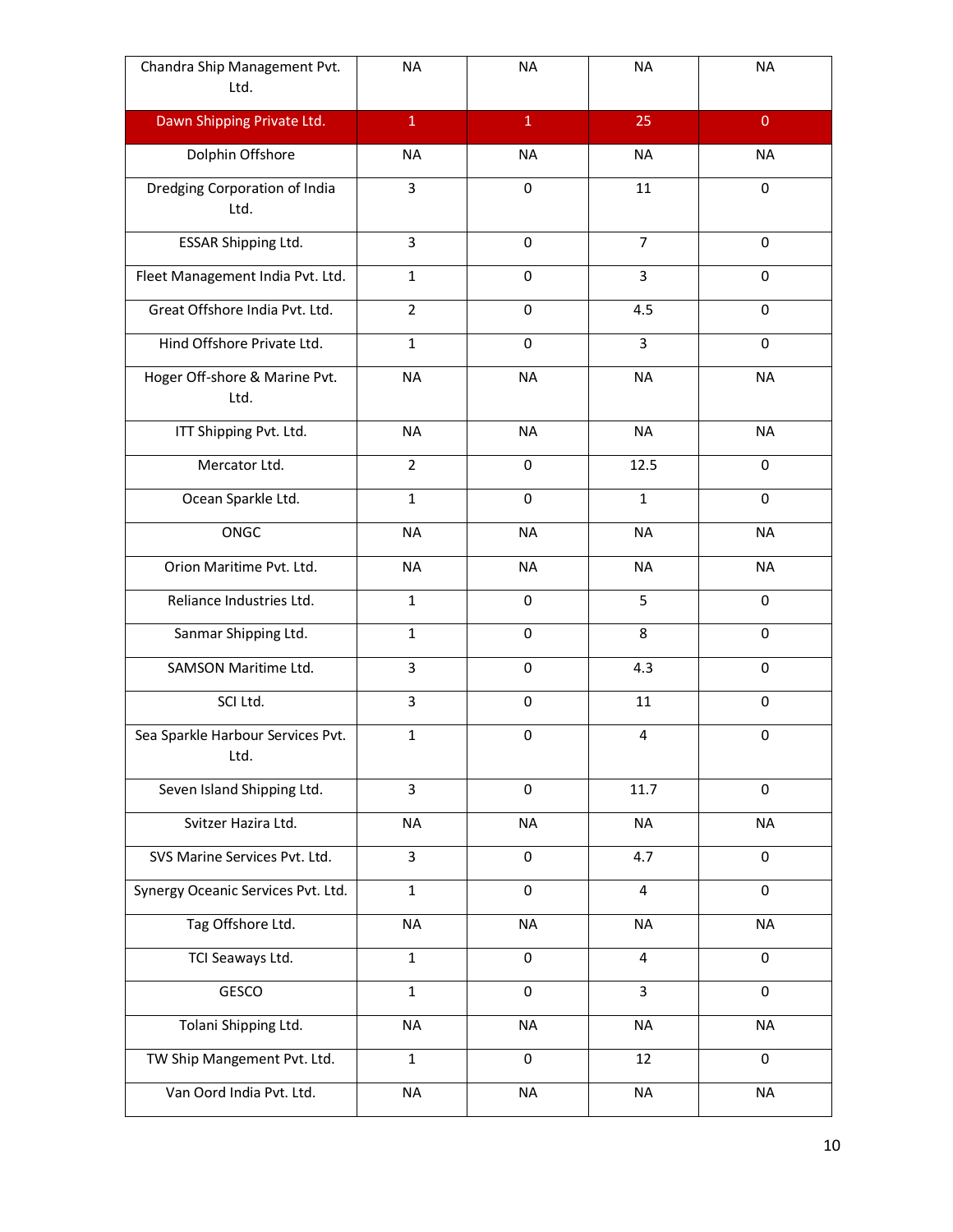| | | | | |
|---|---|---|---|---|
| Chandra Ship Management Pvt. Ltd. | NA | NA | NA | NA |
| Dawn Shipping Private Ltd. | 1 | 1 | 25 | 0 |
| Dolphin Offshore | NA | NA | NA | NA |
| Dredging Corporation of India Ltd. | 3 | 0 | 11 | 0 |
| ESSAR Shipping Ltd. | 3 | 0 | 7 | 0 |
| Fleet Management India Pvt. Ltd. | 1 | 0 | 3 | 0 |
| Great Offshore India Pvt. Ltd. | 2 | 0 | 4.5 | 0 |
| Hind Offshore Private Ltd. | 1 | 0 | 3 | 0 |
| Hoger Off-shore & Marine Pvt. Ltd. | NA | NA | NA | NA |
| ITT Shipping Pvt. Ltd. | NA | NA | NA | NA |
| Mercator Ltd. | 2 | 0 | 12.5 | 0 |
| Ocean Sparkle Ltd. | 1 | 0 | 1 | 0 |
| ONGC | NA | NA | NA | NA |
| Orion Maritime Pvt. Ltd. | NA | NA | NA | NA |
| Reliance Industries Ltd. | 1 | 0 | 5 | 0 |
| Sanmar Shipping Ltd. | 1 | 0 | 8 | 0 |
| SAMSON Maritime Ltd. | 3 | 0 | 4.3 | 0 |
| SCI Ltd. | 3 | 0 | 11 | 0 |
| Sea Sparkle Harbour Services Pvt. Ltd. | 1 | 0 | 4 | 0 |
| Seven Island Shipping Ltd. | 3 | 0 | 11.7 | 0 |
| Svitzer Hazira Ltd. | NA | NA | NA | NA |
| SVS Marine Services Pvt. Ltd. | 3 | 0 | 4.7 | 0 |
| Synergy Oceanic Services Pvt. Ltd. | 1 | 0 | 4 | 0 |
| Tag Offshore Ltd. | NA | NA | NA | NA |
| TCI Seaways Ltd. | 1 | 0 | 4 | 0 |
| GESCO | 1 | 0 | 3 | 0 |
| Tolani Shipping Ltd. | NA | NA | NA | NA |
| TW Ship Mangement Pvt. Ltd. | 1 | 0 | 12 | 0 |
| Van Oord India Pvt. Ltd. | NA | NA | NA | NA |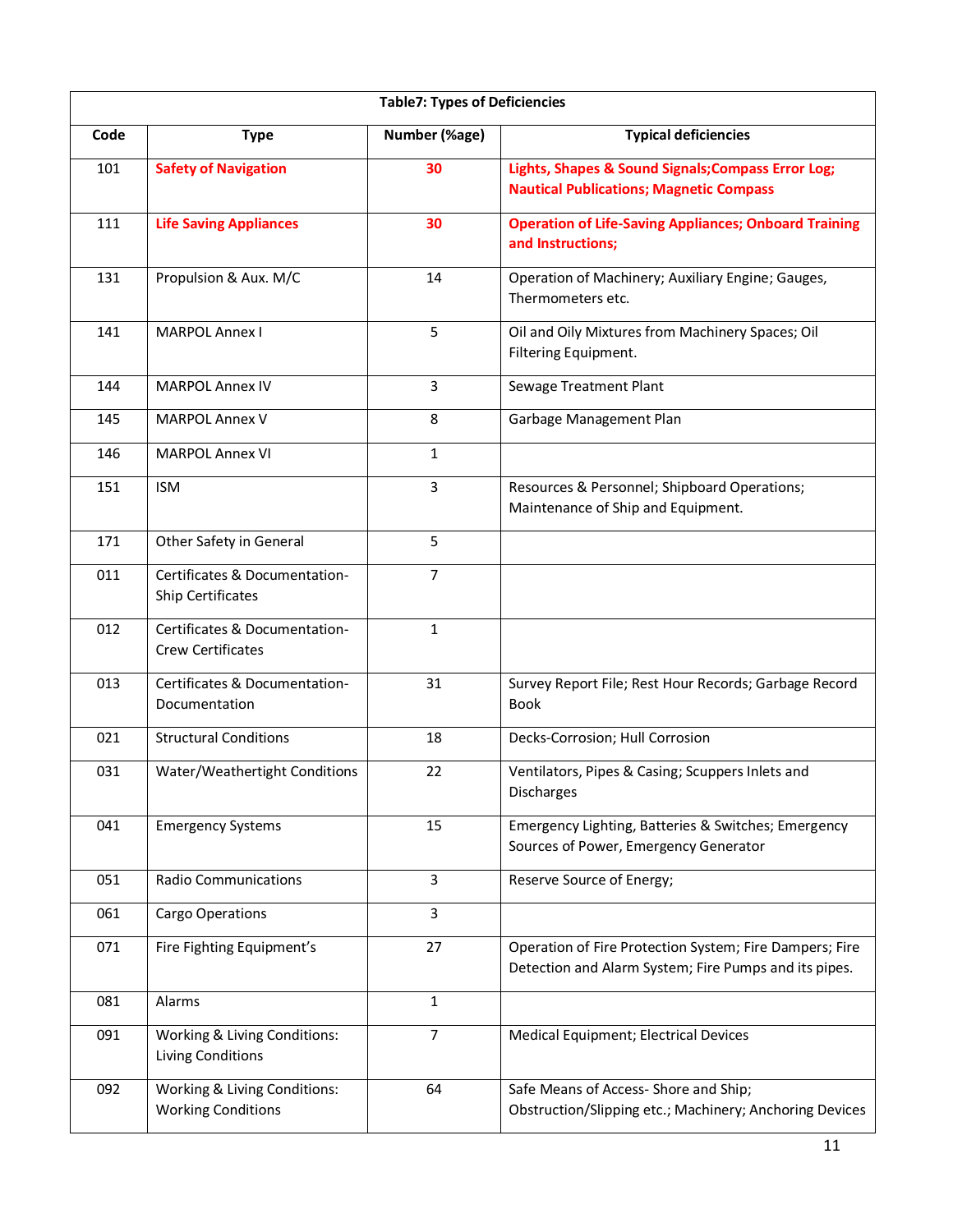| Table7: Types of Deficiencies | | | |
|---|---|---|---|
| **Code** | **Type** | **Number (%age)** | **Typical deficiencies** |
| 101 | **Safety of Navigation** | **30** | **Lights, Shapes & Sound Signals;Compass Error Log; Nautical Publications; Magnetic Compass** |
| 111 | **Life Saving Appliances** | **30** | **Operation of Life-Saving Appliances; Onboard Training and Instructions;** |
| 131 | Propulsion & Aux. M/C | 14 | Operation of Machinery; Auxiliary Engine; Gauges, Thermometers etc. |
| 141 | MARPOL Annex I | 5 | Oil and Oily Mixtures from Machinery Spaces; Oil Filtering Equipment. |
| 144 | MARPOL Annex IV | 3 | Sewage Treatment Plant |
| 145 | MARPOL Annex V | 8 | Garbage Management Plan |
| 146 | MARPOL Annex VI | 1 | |
| 151 | ISM | 3 | Resources & Personnel; Shipboard Operations; Maintenance of Ship and Equipment. |
| 171 | Other Safety in General | 5 | |
| 011 | Certificates & Documentation-Ship Certificates | 7 | |
| 012 | Certificates & Documentation-Crew Certificates | 1 | |
| 013 | Certificates & Documentation-Documentation | 31 | Survey Report File; Rest Hour Records; Garbage Record Book |
| 021 | Structural Conditions | 18 | Decks-Corrosion; Hull Corrosion |
| 031 | Water/Weathertight Conditions | 22 | Ventilators, Pipes & Casing; Scuppers Inlets and Discharges |
| 041 | Emergency Systems | 15 | Emergency Lighting, Batteries & Switches; Emergency Sources of Power, Emergency Generator |
| 051 | Radio Communications | 3 | Reserve Source of Energy; |
| 061 | Cargo Operations | 3 | |
| 071 | Fire Fighting Equipment's | 27 | Operation of Fire Protection System; Fire Dampers; Fire Detection and Alarm System; Fire Pumps and its pipes. |
| 081 | Alarms | 1 | |
| 091 | Working & Living Conditions: Living Conditions | 7 | Medical Equipment; Electrical Devices |
| 092 | Working & Living Conditions: Working Conditions | 64 | Safe Means of Access- Shore and Ship; Obstruction/Slipping etc.; Machinery; Anchoring Devices |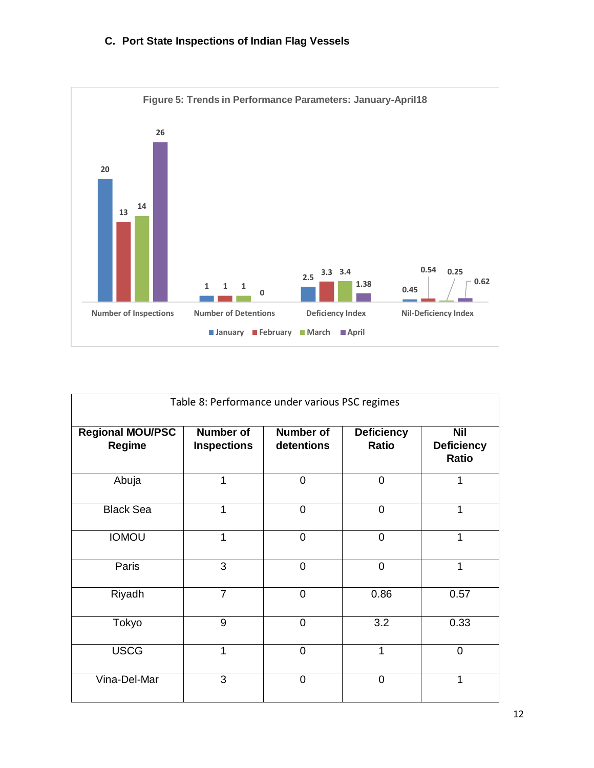### C. Port State Inspections of Indian Flag Vessels

**Figure 5: Trends in Performance Parameters: January-April18**

| | January | February | March | April |
|---|---|---|---|---|
| Number of Inspections | 20 | 13 | 14 | 26 |
| Number of Detentions | 1 | 1 | 1 | 0 |
| Deficiency Index | 2.5 | 3.3 | 3.4 | 1.38 |
| Nil-Deficiency Index | 0.45 | 0.54 | 0.25 | 0.62 |

Table 8: Performance under various PSC regimes

| Regional MOU/PSC Regime | Number of Inspections | Number of detentions | Deficiency Ratio | Nil Deficiency Ratio |
|---|---|---|---|---|
| Abuja | 1 | 0 | 0 | 1 |
| Black Sea | 1 | 0 | 0 | 1 |
| IOMOU | 1 | 0 | 0 | 1 |
| Paris | 3 | 0 | 0 | 1 |
| Riyadh | 7 | 0 | 0.86 | 0.57 |
| Tokyo | 9 | 0 | 3.2 | 0.33 |
| USCG | 1 | 0 | 1 | 0 |
| Vina-Del-Mar | 3 | 0 | 0 | 1 |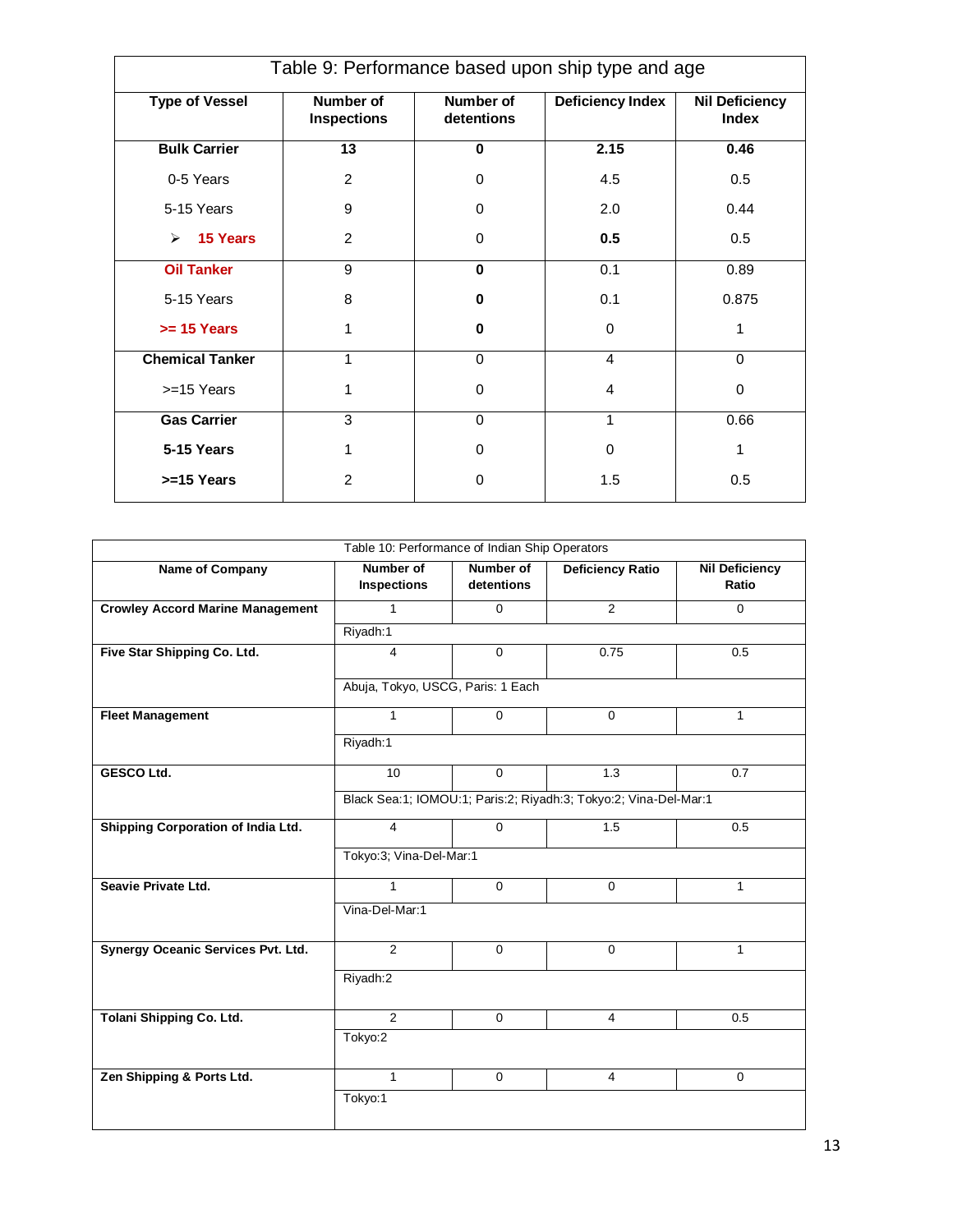| Table 9: Performance based upon ship type and age | | | | |
|---|---|---|---|---|
| **Type of Vessel** | **Number of Inspections** | **Number of detentions** | **Deficiency Index** | **Nil Deficiency Index** |
| **Bulk Carrier** | **13** | **0** | **2.15** | **0.46** |
| 0-5 Years | 2 | 0 | 4.5 | 0.5 |
| 5-15 Years | 9 | 0 | 2.0 | 0.44 |
| ➢ **15 Years** | 2 | 0 | **0.5** | 0.5 |
| **Oil Tanker** | 9 | **0** | 0.1 | 0.89 |
| 5-15 Years | 8 | **0** | 0.1 | 0.875 |
| **>= 15 Years** | 1 | **0** | 0 | 1 |
| **Chemical Tanker** | 1 | 0 | 4 | 0 |
| >=15 Years | 1 | 0 | 4 | 0 |
| **Gas Carrier** | 3 | 0 | 1 | 0.66 |
| **5-15 Years** | 1 | 0 | 0 | 1 |
| **>=15 Years** | 2 | 0 | 1.5 | 0.5 |

| Table 10: Performance of Indian Ship Operators | | | | |
|---|---|---|---|---|
| **Name of Company** | **Number of Inspections** | **Number of detentions** | **Deficiency Ratio** | **Nil Deficiency Ratio** |
| **Crowley Accord Marine Management** | 1 | 0 | 2 | 0 |
| | Riyadh:1 | | | |
| **Five Star Shipping Co. Ltd.** | 4 | 0 | 0.75 | 0.5 |
| | Abuja, Tokyo, USCG, Paris: 1 Each | | | |
| **Fleet Management** | 1 | 0 | 0 | 1 |
| | Riyadh:1 | | | |
| **GESCO Ltd.** | 10 | 0 | 1.3 | 0.7 |
| | Black Sea:1; IOMOU:1; Paris:2; Riyadh:3; Tokyo:2; Vina-Del-Mar:1 | | | |
| **Shipping Corporation of India Ltd.** | 4 | 0 | 1.5 | 0.5 |
| | Tokyo:3; Vina-Del-Mar:1 | | | |
| **Seavie Private Ltd.** | 1 | 0 | 0 | 1 |
| | Vina-Del-Mar:1 | | | |
| **Synergy Oceanic Services Pvt. Ltd.** | 2 | 0 | 0 | 1 |
| | Riyadh:2 | | | |
| **Tolani Shipping Co. Ltd.** | 2 | 0 | 4 | 0.5 |
| | Tokyo:2 | | | |
| **Zen Shipping & Ports Ltd.** | 1 | 0 | 4 | 0 |
| | Tokyo:1 | | | |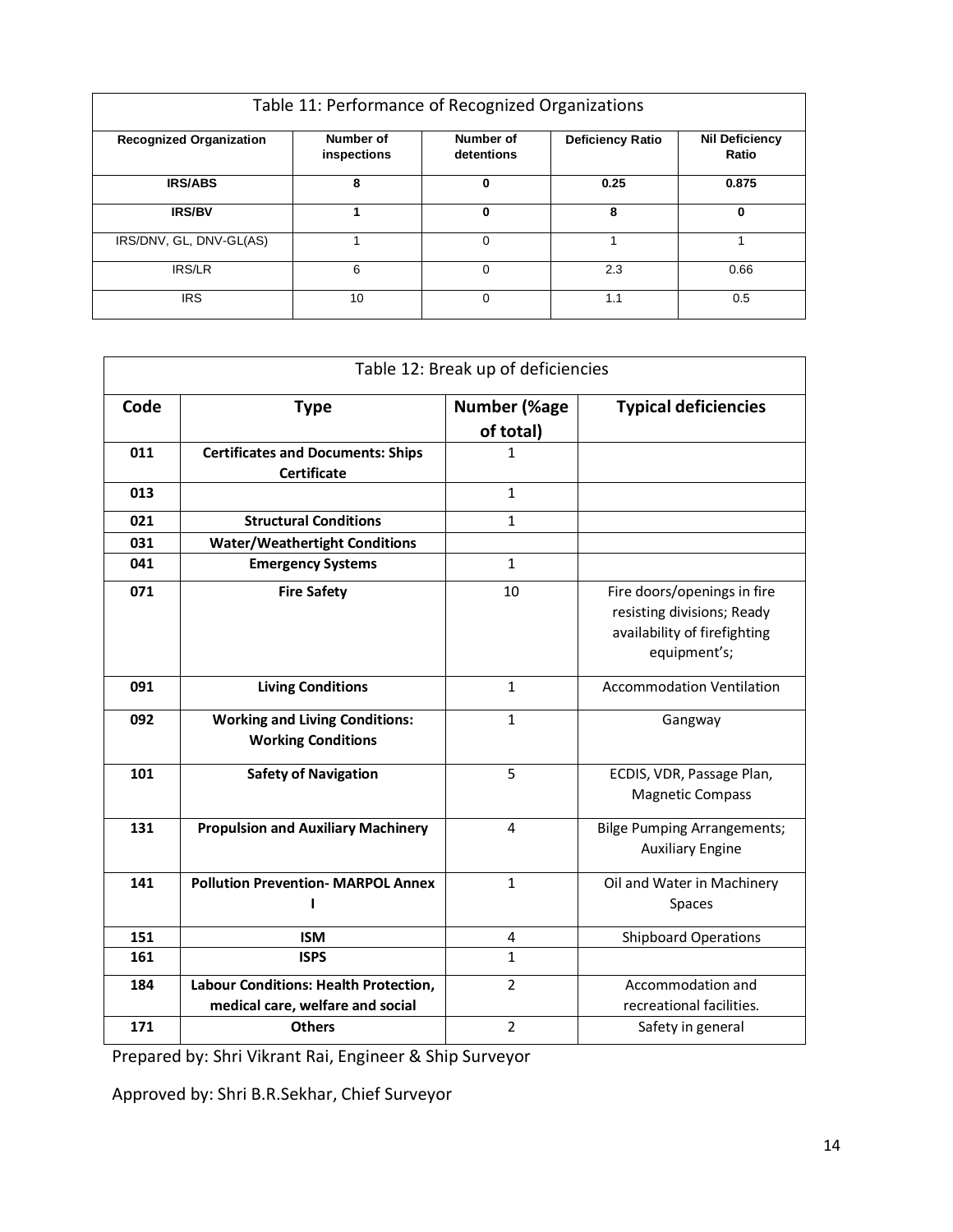Table 11: Performance of Recognized Organizations

| Recognized Organization | Number of inspections | Number of detentions | Deficiency Ratio | Nil Deficiency Ratio |
|---|---|---|---|---|
| **IRS/ABS** | **8** | **0** | **0.25** | **0.875** |
| **IRS/BV** | **1** | **0** | **8** | **0** |
| IRS/DNV, GL, DNV-GL(AS) | 1 | 0 | 1 | 1 |
| IRS/LR | 6 | 0 | 2.3 | 0.66 |
| IRS | 10 | 0 | 1.1 | 0.5 |

Table 12: Break up of deficiencies

| Code | Type | Number (%age of total) | Typical deficiencies |
|---|---|---|---|
| 011 | **Certificates and Documents: Ships Certificate** | 1 | |
| 013 | | 1 | |
| 021 | **Structural Conditions** | 1 | |
| 031 | **Water/Weathertight Conditions** | | |
| 041 | **Emergency Systems** | 1 | |
| 071 | **Fire Safety** | 10 | Fire doors/openings in fire resisting divisions; Ready availability of firefighting equipment's; |
| 091 | **Living Conditions** | 1 | Accommodation Ventilation |
| 092 | **Working and Living Conditions: Working Conditions** | 1 | Gangway |
| 101 | **Safety of Navigation** | 5 | ECDIS, VDR, Passage Plan, Magnetic Compass |
| 131 | **Propulsion and Auxiliary Machinery** | 4 | Bilge Pumping Arrangements; Auxiliary Engine |
| 141 | **Pollution Prevention- MARPOL Annex I** | 1 | Oil and Water in Machinery Spaces |
| 151 | **ISM** | 4 | Shipboard Operations |
| 161 | **ISPS** | 1 | |
| 184 | **Labour Conditions: Health Protection, medical care, welfare and social** | 2 | Accommodation and recreational facilities. |
| 171 | **Others** | 2 | Safety in general |

Prepared by: Shri Vikrant Rai, Engineer & Ship Surveyor

Approved by: Shri B.R.Sekhar, Chief Surveyor